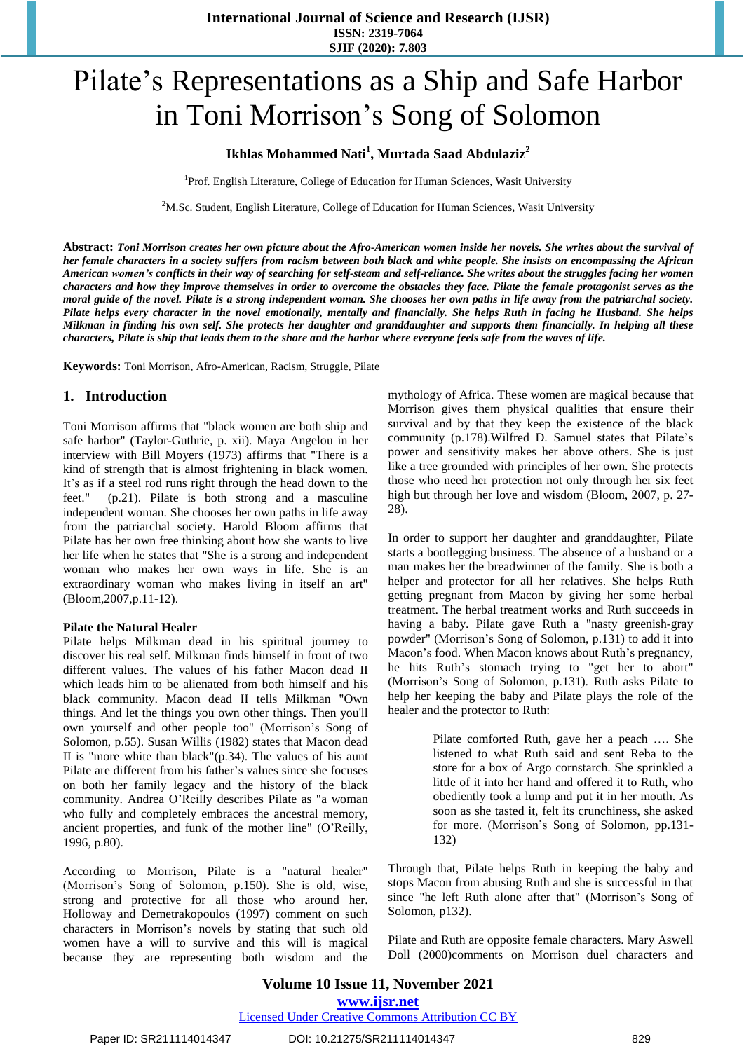# Pilate's Representations as a Ship and Safe Harbor in Toni Morrison's Song of Solomon

**Ikhlas Mohammed Nati[1], Murtada Saad Abdulaziz[2]**

[1]Prof. English Literature, College of Education for Human Sciences, Wasit University

[2]M.Sc. Student, English Literature, College of Education for Human Sciences, Wasit University

**Abstract:** ***Toni Morrison creates her own picture about the Afro-American women inside her novels. She writes about the survival of her female characters in a society suffers from racism between both black and white people. She insists on encompassing the African American women's conflicts in their way of searching for self-steam and self-reliance. She writes about the struggles facing her women characters and how they improve themselves in order to overcome the obstacles they face. Pilate the female protagonist serves as the moral guide of the novel. Pilate is a strong independent woman. She chooses her own paths in life away from the patriarchal society. Pilate helps every character in the novel emotionally, mentally and financially. She helps Ruth in facing he Husband. She helps Milkman in finding his own self. She protects her daughter and granddaughter and supports them financially. In helping all these characters, Pilate is ship that leads them to the shore and the harbor where everyone feels safe from the waves of life.***

**Keywords:** Toni Morrison, Afro-American, Racism, Struggle, Pilate

## 1. Introduction

Toni Morrison affirms that "black women are both ship and safe harbor" (Taylor-Guthrie, p. xii). Maya Angelou in her interview with Bill Moyers (1973) affirms that "There is a kind of strength that is almost frightening in black women. It's as if a steel rod runs right through the head down to the feet." (p.21). Pilate is both strong and a masculine independent woman. She chooses her own paths in life away from the patriarchal society. Harold Bloom affirms that Pilate has her own free thinking about how she wants to live her life when he states that "She is a strong and independent woman who makes her own ways in life. She is an extraordinary woman who makes living in itself an art" (Bloom,2007,p.11-12).

**Pilate the Natural Healer**

Pilate helps Milkman dead in his spiritual journey to discover his real self. Milkman finds himself in front of two different values. The values of his father Macon dead II which leads him to be alienated from both himself and his black community. Macon dead II tells Milkman "Own things. And let the things you own other things. Then you'll own yourself and other people too" (Morrison's Song of Solomon, p.55). Susan Willis (1982) states that Macon dead II is "more white than black"(p.34). The values of his aunt Pilate are different from his father's values since she focuses on both her family legacy and the history of the black community. Andrea O'Reilly describes Pilate as "a woman who fully and completely embraces the ancestral memory, ancient properties, and funk of the mother line" (O'Reilly, 1996, p.80).

According to Morrison, Pilate is a "natural healer" (Morrison's Song of Solomon, p.150). She is old, wise, strong and protective for all those who around her. Holloway and Demetrakopoulos (1997) comment on such characters in Morrison's novels by stating that such old women have a will to survive and this will is magical because they are representing both wisdom and the mythology of Africa. These women are magical because that Morrison gives them physical qualities that ensure their survival and by that they keep the existence of the black community (p.178).Wilfred D. Samuel states that Pilate's power and sensitivity makes her above others. She is just like a tree grounded with principles of her own. She protects those who need her protection not only through her six feet high but through her love and wisdom (Bloom, 2007, p. 27-28).

In order to support her daughter and granddaughter, Pilate starts a bootlegging business. The absence of a husband or a man makes her the breadwinner of the family. She is both a helper and protector for all her relatives. She helps Ruth getting pregnant from Macon by giving her some herbal treatment. The herbal treatment works and Ruth succeeds in having a baby. Pilate gave Ruth a "nasty greenish-gray powder" (Morrison's Song of Solomon, p.131) to add it into Macon's food. When Macon knows about Ruth's pregnancy, he hits Ruth's stomach trying to "get her to abort" (Morrison's Song of Solomon, p.131). Ruth asks Pilate to help her keeping the baby and Pilate plays the role of the healer and the protector to Ruth:

> Pilate comforted Ruth, gave her a peach …. She listened to what Ruth said and sent Reba to the store for a box of Argo cornstarch. She sprinkled a little of it into her hand and offered it to Ruth, who obediently took a lump and put it in her mouth. As soon as she tasted it, felt its crunchiness, she asked for more. (Morrison's Song of Solomon, pp.131-132)

Through that, Pilate helps Ruth in keeping the baby and stops Macon from abusing Ruth and she is successful in that since "he left Ruth alone after that" (Morrison's Song of Solomon, p132).

Pilate and Ruth are opposite female characters. Mary Aswell Doll (2000)comments on Morrison duel characters and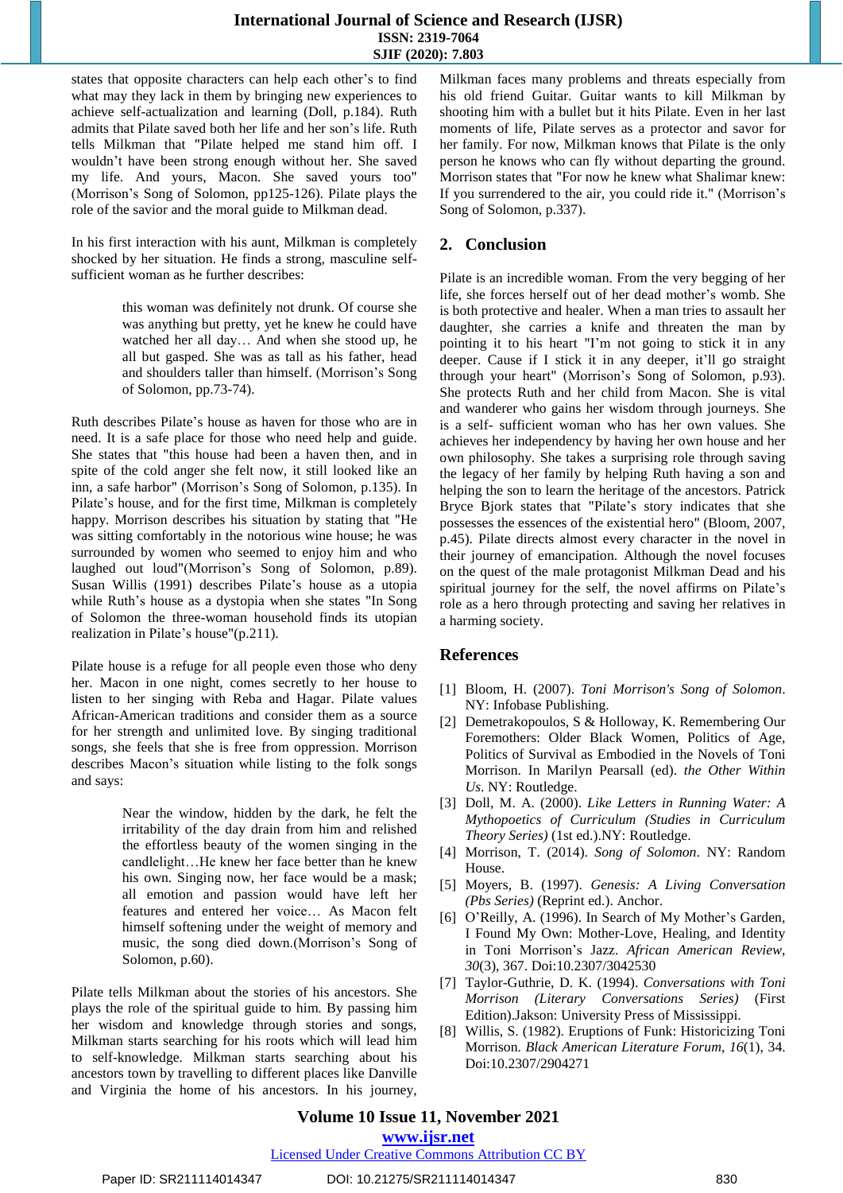states that opposite characters can help each other's to find what may they lack in them by bringing new experiences to achieve self-actualization and learning (Doll, p.184). Ruth admits that Pilate saved both her life and her son's life. Ruth tells Milkman that "Pilate helped me stand him off. I wouldn't have been strong enough without her. She saved my life. And yours, Macon. She saved yours too" (Morrison's Song of Solomon, pp125-126). Pilate plays the role of the savior and the moral guide to Milkman dead.

In his first interaction with his aunt, Milkman is completely shocked by her situation. He finds a strong, masculine self-sufficient woman as he further describes:

> this woman was definitely not drunk. Of course she was anything but pretty, yet he knew he could have watched her all day… And when she stood up, he all but gasped. She was as tall as his father, head and shoulders taller than himself. (Morrison's Song of Solomon, pp.73-74).

Ruth describes Pilate's house as haven for those who are in need. It is a safe place for those who need help and guide. She states that "this house had been a haven then, and in spite of the cold anger she felt now, it still looked like an inn, a safe harbor" (Morrison's Song of Solomon, p.135). In Pilate's house, and for the first time, Milkman is completely happy. Morrison describes his situation by stating that "He was sitting comfortably in the notorious wine house; he was surrounded by women who seemed to enjoy him and who laughed out loud"(Morrison's Song of Solomon, p.89). Susan Willis (1991) describes Pilate's house as a utopia while Ruth's house as a dystopia when she states "In Song of Solomon the three-woman household finds its utopian realization in Pilate's house"(p.211).

Pilate house is a refuge for all people even those who deny her. Macon in one night, comes secretly to her house to listen to her singing with Reba and Hagar. Pilate values African-American traditions and consider them as a source for her strength and unlimited love. By singing traditional songs, she feels that she is free from oppression. Morrison describes Macon's situation while listing to the folk songs and says:

> Near the window, hidden by the dark, he felt the irritability of the day drain from him and relished the effortless beauty of the women singing in the candlelight…He knew her face better than he knew his own. Singing now, her face would be a mask; all emotion and passion would have left her features and entered her voice… As Macon felt himself softening under the weight of memory and music, the song died down.(Morrison's Song of Solomon, p.60).

Pilate tells Milkman about the stories of his ancestors. She plays the role of the spiritual guide to him. By passing him her wisdom and knowledge through stories and songs, Milkman starts searching for his roots which will lead him to self-knowledge. Milkman starts searching about his ancestors town by travelling to different places like Danville and Virginia the home of his ancestors. In his journey, Milkman faces many problems and threats especially from his old friend Guitar. Guitar wants to kill Milkman by shooting him with a bullet but it hits Pilate. Even in her last moments of life, Pilate serves as a protector and savor for her family. For now, Milkman knows that Pilate is the only person he knows who can fly without departing the ground. Morrison states that "For now he knew what Shalimar knew: If you surrendered to the air, you could ride it." (Morrison's Song of Solomon, p.337).

## 2. Conclusion

Pilate is an incredible woman. From the very begging of her life, she forces herself out of her dead mother's womb. She is both protective and healer. When a man tries to assault her daughter, she carries a knife and threaten the man by pointing it to his heart "I'm not going to stick it in any deeper. Cause if I stick it in any deeper, it'll go straight through your heart" (Morrison's Song of Solomon, p.93). She protects Ruth and her child from Macon. She is vital and wanderer who gains her wisdom through journeys. She is a self- sufficient woman who has her own values. She achieves her independency by having her own house and her own philosophy. She takes a surprising role through saving the legacy of her family by helping Ruth having a son and helping the son to learn the heritage of the ancestors. Patrick Bryce Bjork states that "Pilate's story indicates that she possesses the essences of the existential hero" (Bloom, 2007, p.45). Pilate directs almost every character in the novel in their journey of emancipation. Although the novel focuses on the quest of the male protagonist Milkman Dead and his spiritual journey for the self, the novel affirms on Pilate's role as a hero through protecting and saving her relatives in a harming society.

## References

[1] Bloom, H. (2007). *Toni Morrison's Song of Solomon*. NY: Infobase Publishing.

[2] Demetrakopoulos, S & Holloway, K. Remembering Our Foremothers: Older Black Women, Politics of Age, Politics of Survival as Embodied in the Novels of Toni Morrison. In Marilyn Pearsall (ed). *the Other Within Us*. NY: Routledge.

[3] Doll, M. A. (2000). *Like Letters in Running Water: A Mythopoetics of Curriculum (Studies in Curriculum Theory Series)* (1st ed.).NY: Routledge.

[4] Morrison, T. (2014). *Song of Solomon*. NY: Random House.

[5] Moyers, B. (1997). *Genesis: A Living Conversation (Pbs Series)* (Reprint ed.). Anchor.

[6] O'Reilly, A. (1996). In Search of My Mother's Garden, I Found My Own: Mother-Love, Healing, and Identity in Toni Morrison's Jazz. *African American Review*, *30*(3), 367. Doi:10.2307/3042530

[7] Taylor-Guthrie, D. K. (1994). *Conversations with Toni Morrison (Literary Conversations Series)* (First Edition).Jakson: University Press of Mississippi.

[8] Willis, S. (1982). Eruptions of Funk: Historicizing Toni Morrison. *Black American Literature Forum*, *16*(1), 34. Doi:10.2307/2904271